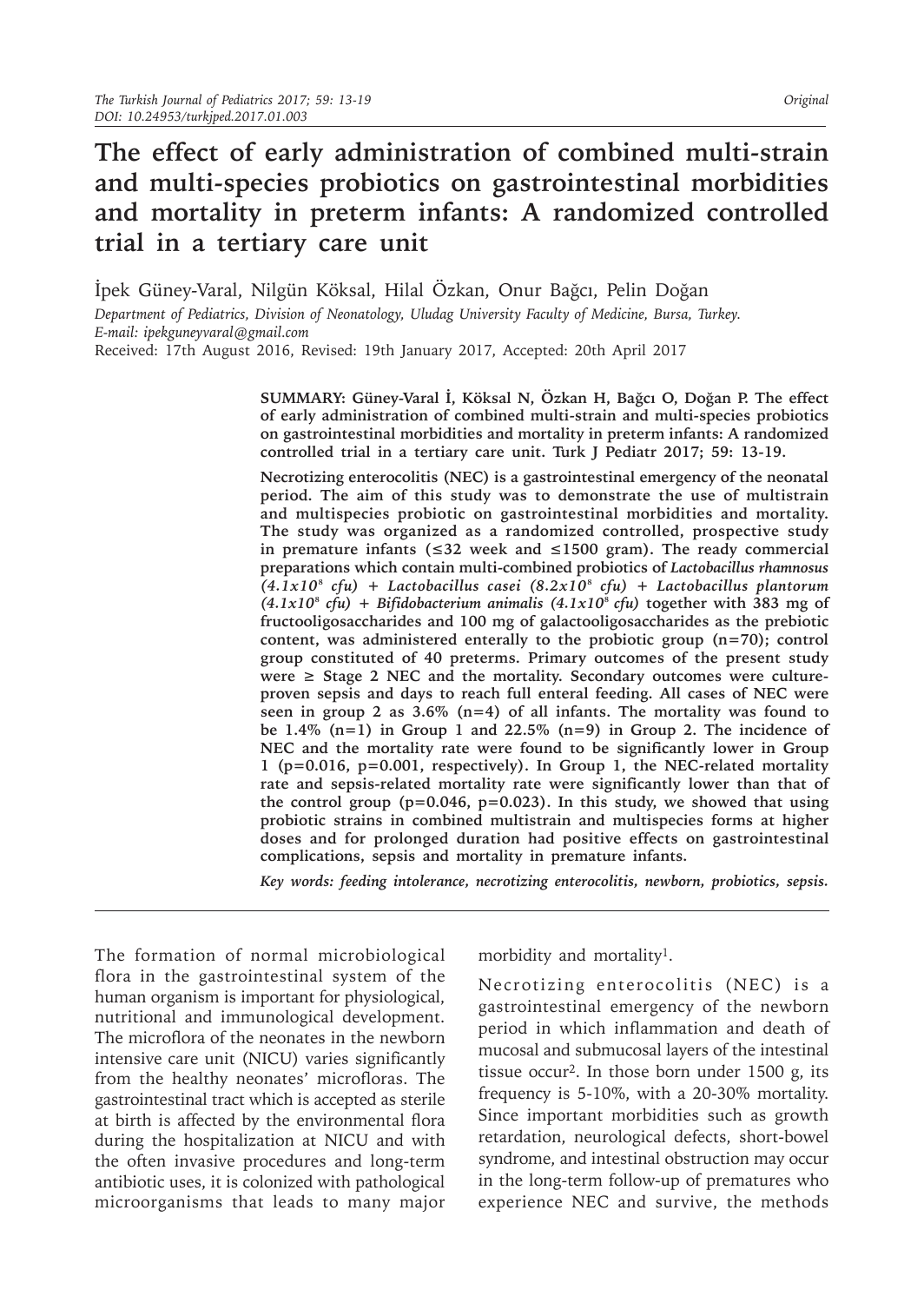# The effect of early administration of combined multi-strain and multi-species probiotics on gastrointestinal morbidities and mortality in preterm infants: A randomized controlled trial in a tertiary care unit

İpek Güney-Varal, Nilgün Köksal, Hilal Özkan, Onur Bağcı, Pelin Doğan

*Department of Pediatrics, Division of Neonatology, Uludag University Faculty of Medicine, Bursa, Turkey.*
*E-mail: ipekguneyvaral@gmail.com*

Received: 17th August 2016, Revised: 19th January 2017, Accepted: 20th April 2017

**SUMMARY: Güney-Varal İ, Köksal N, Özkan H, Bağcı O, Doğan P. The effect of early administration of combined multi-strain and multi-species probiotics on gastrointestinal morbidities and mortality in preterm infants: A randomized controlled trial in a tertiary care unit. Turk J Pediatr 2017; 59: 13-19.**

**Necrotizing enterocolitis (NEC) is a gastrointestinal emergency of the neonatal period. The aim of this study was to demonstrate the use of multistrain and multispecies probiotic on gastrointestinal morbidities and mortality. The study was organized as a randomized controlled, prospective study in premature infants (≤32 week and ≤1500 gram). The ready commercial preparations which contain multi-combined probiotics of *Lactobacillus rhamnosus ($4.1x10^8$ cfu) + Lactobacillus casei ($8.2x10^8$ cfu) + Lactobacillus plantorum ($4.1x10^8$ cfu) + Bifidobacterium animalis ($4.1x10^8$ cfu)* together with 383 mg of fructooligosaccharides and 100 mg of galactooligosaccharides as the prebiotic content, was administered enterally to the probiotic group (n=70); control group constituted of 40 preterms. Primary outcomes of the present study were ≥ Stage 2 NEC and the mortality. Secondary outcomes were culture-proven sepsis and days to reach full enteral feeding. All cases of NEC were seen in group 2 as 3.6% (n=4) of all infants. The mortality was found to be 1.4% (n=1) in Group 1 and 22.5% (n=9) in Group 2. The incidence of NEC and the mortality rate were found to be significantly lower in Group 1 (p=0.016, p=0.001, respectively). In Group 1, the NEC-related mortality rate and sepsis-related mortality rate were significantly lower than that of the control group (p=0.046, p=0.023). In this study, we showed that using probiotic strains in combined multistrain and multispecies forms at higher doses and for prolonged duration had positive effects on gastrointestinal complications, sepsis and mortality in premature infants.**

***Key words: feeding intolerance, necrotizing enterocolitis, newborn, probiotics, sepsis.***

The formation of normal microbiological flora in the gastrointestinal system of the human organism is important for physiological, nutritional and immunological development. The microflora of the neonates in the newborn intensive care unit (NICU) varies significantly from the healthy neonates' microfloras. The gastrointestinal tract which is accepted as sterile at birth is affected by the environmental flora during the hospitalization at NICU and with the often invasive procedures and long-term antibiotic uses, it is colonized with pathological microorganisms that leads to many major morbidity and mortality[1].

Necrotizing enterocolitis (NEC) is a gastrointestinal emergency of the newborn period in which inflammation and death of mucosal and submucosal layers of the intestinal tissue occur[2]. In those born under 1500 g, its frequency is 5-10%, with a 20-30% mortality. Since important morbidities such as growth retardation, neurological defects, short-bowel syndrome, and intestinal obstruction may occur in the long-term follow-up of prematures who experience NEC and survive, the methods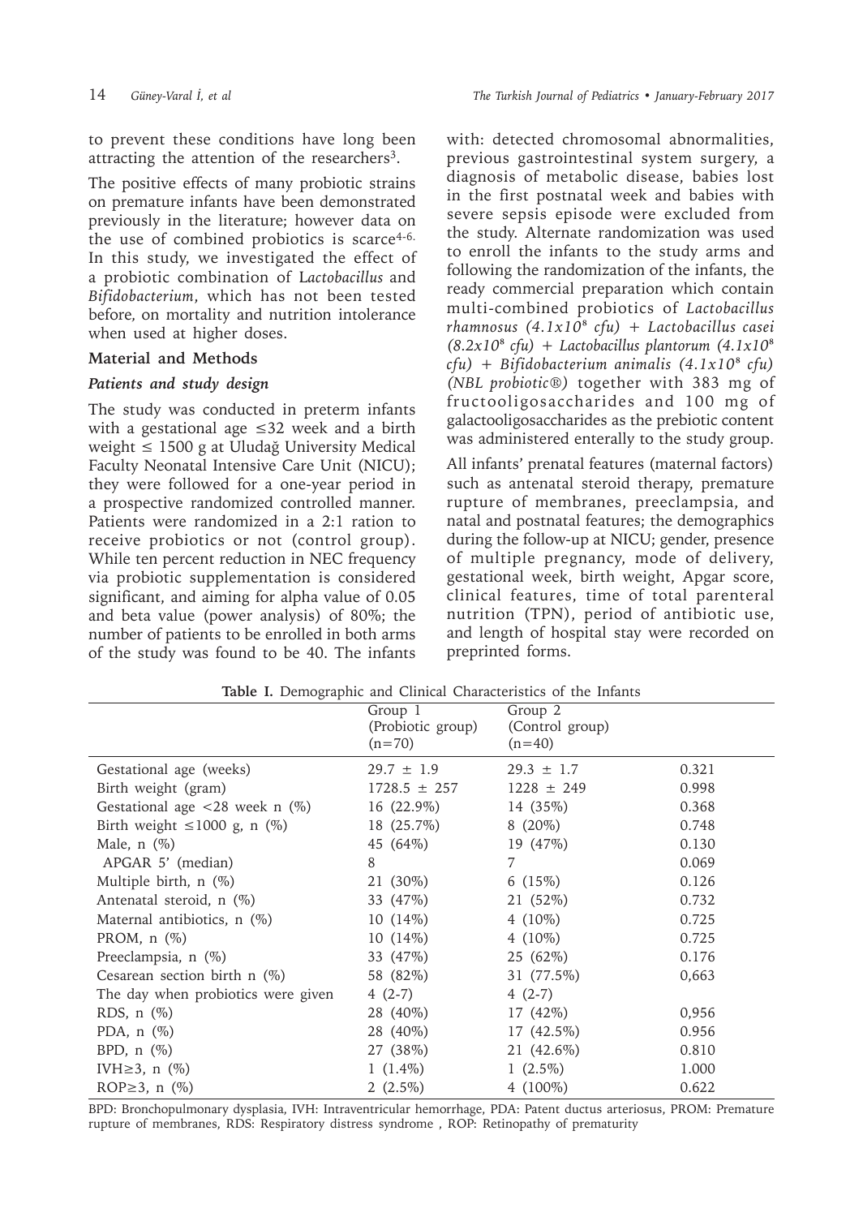to prevent these conditions have long been attracting the attention of the researchers[3].

The positive effects of many probiotic strains on premature infants have been demonstrated previously in the literature; however data on the use of combined probiotics is scarce[4-6]. In this study, we investigated the effect of a probiotic combination of L*actobacillus* and *Bifidobacterium*, which has not been tested before, on mortality and nutrition intolerance when used at higher doses.

## Material and Methods

### *Patients and study design*

The study was conducted in preterm infants with a gestational age ≤32 week and a birth weight ≤ 1500 g at Uludağ University Medical Faculty Neonatal Intensive Care Unit (NICU); they were followed for a one-year period in a prospective randomized controlled manner. Patients were randomized in a 2:1 ration to receive probiotics or not (control group). While ten percent reduction in NEC frequency via probiotic supplementation is considered significant, and aiming for alpha value of 0.05 and beta value (power analysis) of 80%; the number of patients to be enrolled in both arms of the study was found to be 40. The infants with: detected chromosomal abnormalities, previous gastrointestinal system surgery, a diagnosis of metabolic disease, babies lost in the first postnatal week and babies with severe sepsis episode were excluded from the study. Alternate randomization was used to enroll the infants to the study arms and following the randomization of the infants, the ready commercial preparation which contain multi-combined probiotics of *Lactobacillus rhamnosus ($4.1x10^8$ cfu) + Lactobacillus casei ($8.2x10^8$ cfu) + Lactobacillus plantorum ($4.1x10^8$ cfu) + Bifidobacterium animalis ($4.1x10^8$ cfu) (NBL probiotic®)* together with 383 mg of fructooligosaccharides and 100 mg of galactooligosaccharides as the prebiotic content was administered enterally to the study group.

All infants' prenatal features (maternal factors) such as antenatal steroid therapy, premature rupture of membranes, preeclampsia, and natal and postnatal features; the demographics during the follow-up at NICU; gender, presence of multiple pregnancy, mode of delivery, gestational week, birth weight, Apgar score, clinical features, time of total parenteral nutrition (TPN), period of antibiotic use, and length of hospital stay were recorded on preprinted forms.

**Table I.** Demographic and Clinical Characteristics of the Infants

| | Group 1 (Probiotic group) (n=70) | Group 2 (Control group) (n=40) | |
|---|---|---|---|
| Gestational age (weeks) | 29.7 ± 1.9 | 29.3 ± 1.7 | 0.321 |
| Birth weight (gram) | 1728.5 ± 257 | 1228 ± 249 | 0.998 |
| Gestational age <28 week n (%) | 16 (22.9%) | 14 (35%) | 0.368 |
| Birth weight ≤1000 g, n (%) | 18 (25.7%) | 8 (20%) | 0.748 |
| Male, n (%) | 45 (64%) | 19 (47%) | 0.130 |
| APGAR 5' (median) | 8 | 7 | 0.069 |
| Multiple birth, n (%) | 21 (30%) | 6 (15%) | 0.126 |
| Antenatal steroid, n (%) | 33 (47%) | 21 (52%) | 0.732 |
| Maternal antibiotics, n (%) | 10 (14%) | 4 (10%) | 0.725 |
| PROM, n (%) | 10 (14%) | 4 (10%) | 0.725 |
| Preeclampsia, n (%) | 33 (47%) | 25 (62%) | 0.176 |
| Cesarean section birth n (%) | 58 (82%) | 31 (77.5%) | 0,663 |
| The day when probiotics were given | 4 (2-7) | 4 (2-7) | |
| RDS, n (%) | 28 (40%) | 17 (42%) | 0,956 |
| PDA, n (%) | 28 (40%) | 17 (42.5%) | 0.956 |
| BPD, n (%) | 27 (38%) | 21 (42.6%) | 0.810 |
| IVH≥3, n (%) | 1 (1.4%) | 1 (2.5%) | 1.000 |
| ROP≥3, n (%) | 2 (2.5%) | 4 (100%) | 0.622 |

BPD: Bronchopulmonary dysplasia, IVH: Intraventricular hemorrhage, PDA: Patent ductus arteriosus, PROM: Premature rupture of membranes, RDS: Respiratory distress syndrome , ROP: Retinopathy of prematurity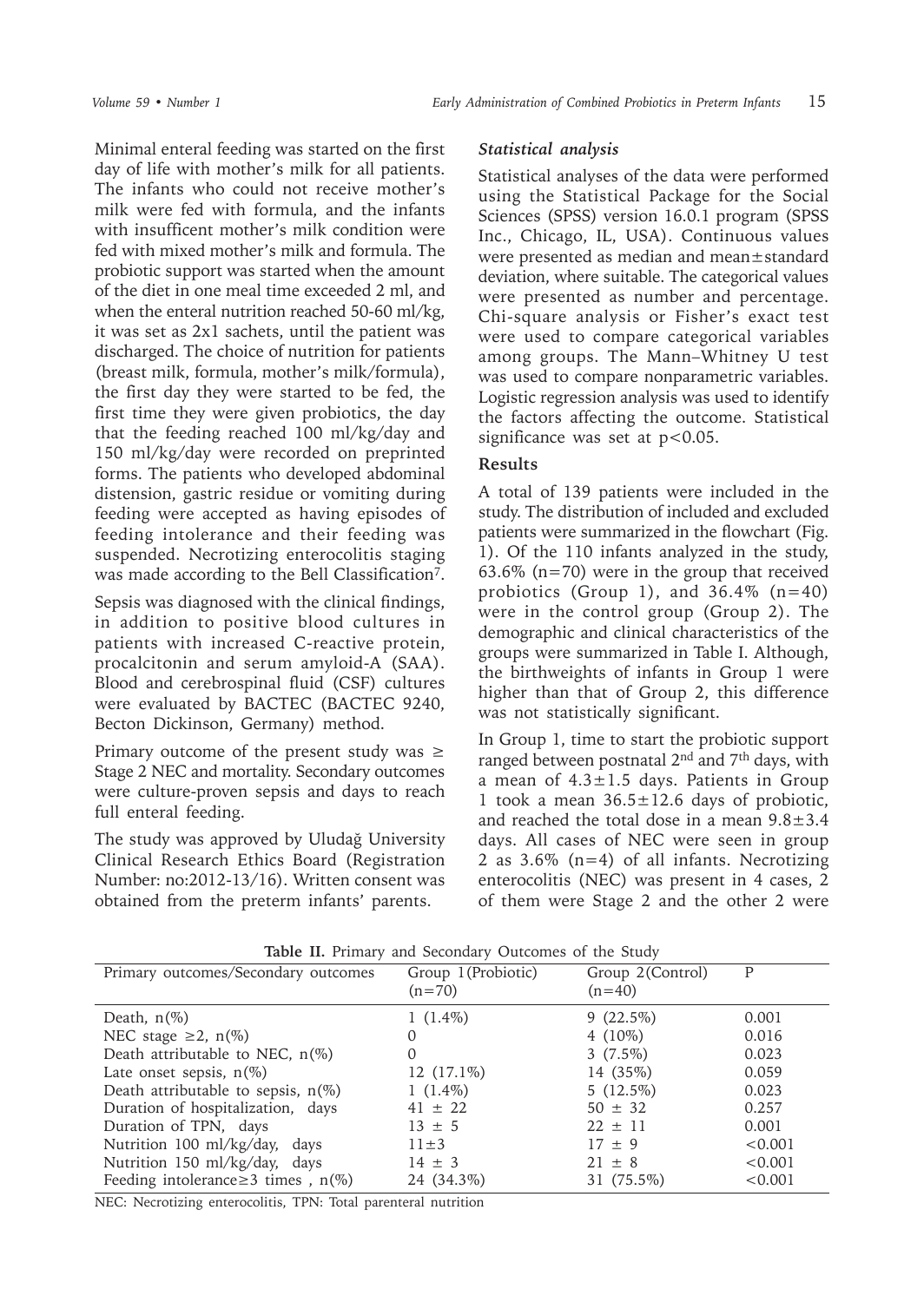Minimal enteral feeding was started on the first day of life with mother's milk for all patients. The infants who could not receive mother's milk were fed with formula, and the infants with insufficent mother's milk condition were fed with mixed mother's milk and formula. The probiotic support was started when the amount of the diet in one meal time exceeded 2 ml, and when the enteral nutrition reached 50-60 ml/kg, it was set as 2x1 sachets, until the patient was discharged. The choice of nutrition for patients (breast milk, formula, mother's milk/formula), the first day they were started to be fed, the first time they were given probiotics, the day that the feeding reached 100 ml/kg/day and 150 ml/kg/day were recorded on preprinted forms. The patients who developed abdominal distension, gastric residue or vomiting during feeding were accepted as having episodes of feeding intolerance and their feeding was suspended. Necrotizing enterocolitis staging was made according to the Bell Classification[7].

Sepsis was diagnosed with the clinical findings, in addition to positive blood cultures in patients with increased C-reactive protein, procalcitonin and serum amyloid-A (SAA). Blood and cerebrospinal fluid (CSF) cultures were evaluated by BACTEC (BACTEC 9240, Becton Dickinson, Germany) method.

Primary outcome of the present study was ≥ Stage 2 NEC and mortality. Secondary outcomes were culture-proven sepsis and days to reach full enteral feeding.

The study was approved by Uludağ University Clinical Research Ethics Board (Registration Number: no:2012-13/16). Written consent was obtained from the preterm infants' parents.

### *Statistical analysis*

Statistical analyses of the data were performed using the Statistical Package for the Social Sciences (SPSS) version 16.0.1 program (SPSS Inc., Chicago, IL, USA). Continuous values were presented as median and mean±standard deviation, where suitable. The categorical values were presented as number and percentage. Chi-square analysis or Fisher's exact test were used to compare categorical variables among groups. The Mann–Whitney U test was used to compare nonparametric variables. Logistic regression analysis was used to identify the factors affecting the outcome. Statistical significance was set at $p<0.05$.

## Results

A total of 139 patients were included in the study. The distribution of included and excluded patients were summarized in the flowchart (Fig. 1). Of the 110 infants analyzed in the study, 63.6% (n=70) were in the group that received probiotics (Group 1), and 36.4% (n=40) were in the control group (Group 2). The demographic and clinical characteristics of the groups were summarized in Table I. Although, the birthweights of infants in Group 1 were higher than that of Group 2, this difference was not statistically significant.

In Group 1, time to start the probiotic support ranged between postnatal 2nd and 7th days, with a mean of 4.3±1.5 days. Patients in Group 1 took a mean 36.5±12.6 days of probiotic, and reached the total dose in a mean 9.8±3.4 days. All cases of NEC were seen in group 2 as 3.6% (n=4) of all infants. Necrotizing enterocolitis (NEC) was present in 4 cases, 2 of them were Stage 2 and the other 2 were

**Table II.** Primary and Secondary Outcomes of the Study

| Primary outcomes/Secondary outcomes | Group 1(Probiotic) (n=70) | Group 2(Control) (n=40) | P |
|---|---|---|---|
| Death, n(%) | 1 (1.4%) | 9 (22.5%) | 0.001 |
| NEC stage ≥2, n(%) | 0 | 4 (10%) | 0.016 |
| Death attributable to NEC, n(%) | 0 | 3 (7.5%) | 0.023 |
| Late onset sepsis, n(%) | 12 (17.1%) | 14 (35%) | 0.059 |
| Death attributable to sepsis, n(%) | 1 (1.4%) | 5 (12.5%) | 0.023 |
| Duration of hospitalization, days | 41 ± 22 | 50 ± 32 | 0.257 |
| Duration of TPN, days | 13 ± 5 | 22 ± 11 | 0.001 |
| Nutrition 100 ml/kg/day, days | 11±3 | 17 ± 9 | <0.001 |
| Nutrition 150 ml/kg/day, days | 14 ± 3 | 21 ± 8 | <0.001 |
| Feeding intolerance≥3 times , n(%) | 24 (34.3%) | 31 (75.5%) | <0.001 |

NEC: Necrotizing enterocolitis, TPN: Total parenteral nutrition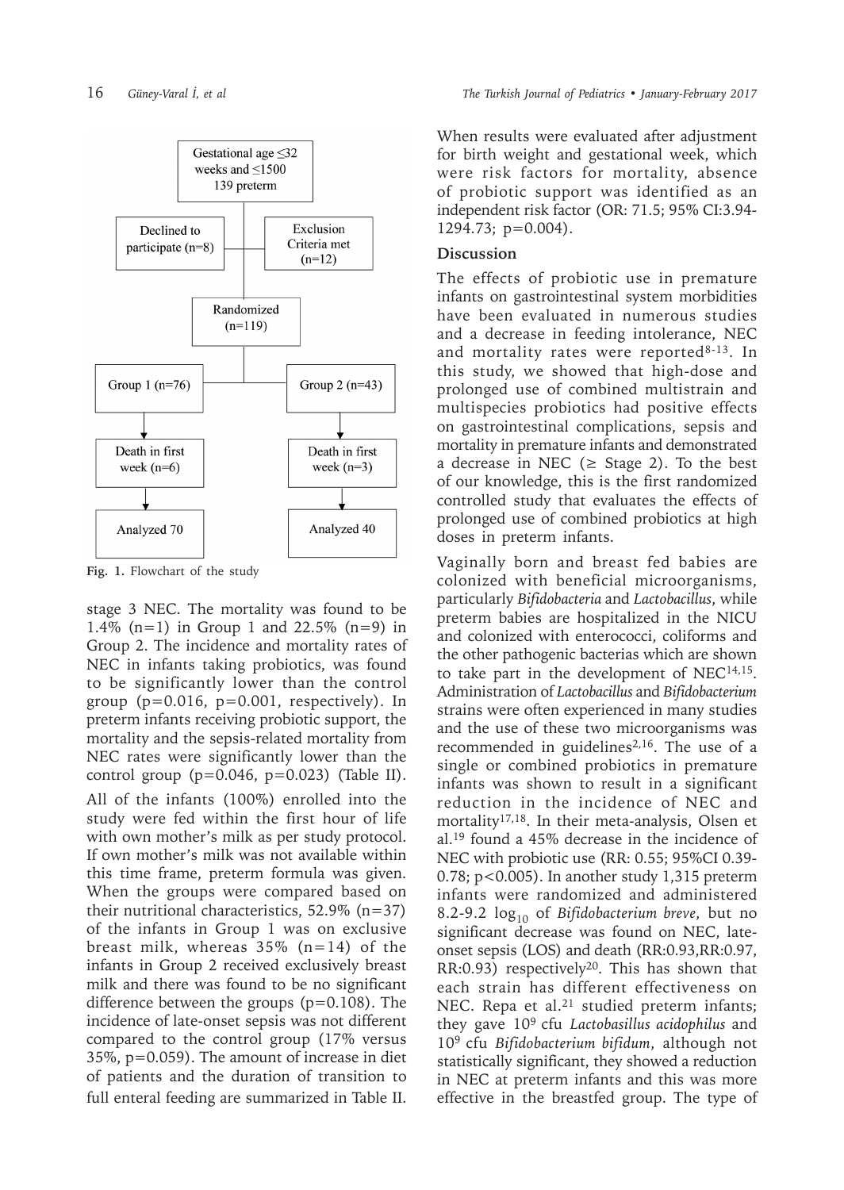Gestational age ≤32 weeks and ≤1500 139 preterm

Declined to participate (n=8)

Exclusion Criteria met (n=12)

Randomized (n=119)

Group 1 (n=76) → Death in first week (n=6) → Analyzed 70

Group 2 (n=43) → Death in first week (n=3) → Analyzed 40

**Fig. 1.** Flowchart of the study

stage 3 NEC. The mortality was found to be 1.4% (n=1) in Group 1 and 22.5% (n=9) in Group 2. The incidence and mortality rates of NEC in infants taking probiotics, was found to be significantly lower than the control group (p=0.016, p=0.001, respectively). In preterm infants receiving probiotic support, the mortality and the sepsis-related mortality from NEC rates were significantly lower than the control group (p=0.046, p=0.023) (Table II).

All of the infants (100%) enrolled into the study were fed within the first hour of life with own mother's milk as per study protocol. If own mother's milk was not available within this time frame, preterm formula was given. When the groups were compared based on their nutritional characteristics, 52.9% (n=37) of the infants in Group 1 was on exclusive breast milk, whereas 35% (n=14) of the infants in Group 2 received exclusively breast milk and there was found to be no significant difference between the groups (p=0.108). The incidence of late-onset sepsis was not different compared to the control group (17% versus 35%, p=0.059). The amount of increase in diet of patients and the duration of transition to full enteral feeding are summarized in Table II.

When results were evaluated after adjustment for birth weight and gestational week, which were risk factors for mortality, absence of probiotic support was identified as an independent risk factor (OR: 71.5; 95% CI:3.94-1294.73; p=0.004).

## Discussion

The effects of probiotic use in premature infants on gastrointestinal system morbidities have been evaluated in numerous studies and a decrease in feeding intolerance, NEC and mortality rates were reported[8-13]. In this study, we showed that high-dose and prolonged use of combined multistrain and multispecies probiotics had positive effects on gastrointestinal complications, sepsis and mortality in premature infants and demonstrated a decrease in NEC (≥ Stage 2). To the best of our knowledge, this is the first randomized controlled study that evaluates the effects of prolonged use of combined probiotics at high doses in preterm infants.

Vaginally born and breast fed babies are colonized with beneficial microorganisms, particularly *Bifidobacteria* and *Lactobacillus*, while preterm babies are hospitalized in the NICU and colonized with enterococci, coliforms and the other pathogenic bacterias which are shown to take part in the development of NEC[14,15]. Administration of *Lactobacillus* and *Bifidobacterium* strains were often experienced in many studies and the use of these two microorganisms was recommended in guidelines[2,16]. The use of a single or combined probiotics in premature infants was shown to result in a significant reduction in the incidence of NEC and mortality[17,18]. In their meta-analysis, Olsen et al.[19] found a 45% decrease in the incidence of NEC with probiotic use (RR: 0.55; 95%CI 0.39-0.78; p<0.005). In another study 1,315 preterm infants were randomized and administered 8.2-9.2 $\log_{10}$ of *Bifidobacterium breve*, but no significant decrease was found on NEC, late-onset sepsis (LOS) and death (RR:0.93,RR:0.97, RR:0.93) respectively[20]. This has shown that each strain has different effectiveness on NEC. Repa et al.[21] studied preterm infants; they gave $10^9$ cfu *Lactobasillus acidophilus* and $10^9$ cfu *Bifidobacterium bifidum*, although not statistically significant, they showed a reduction in NEC at preterm infants and this was more effective in the breastfed group. The type of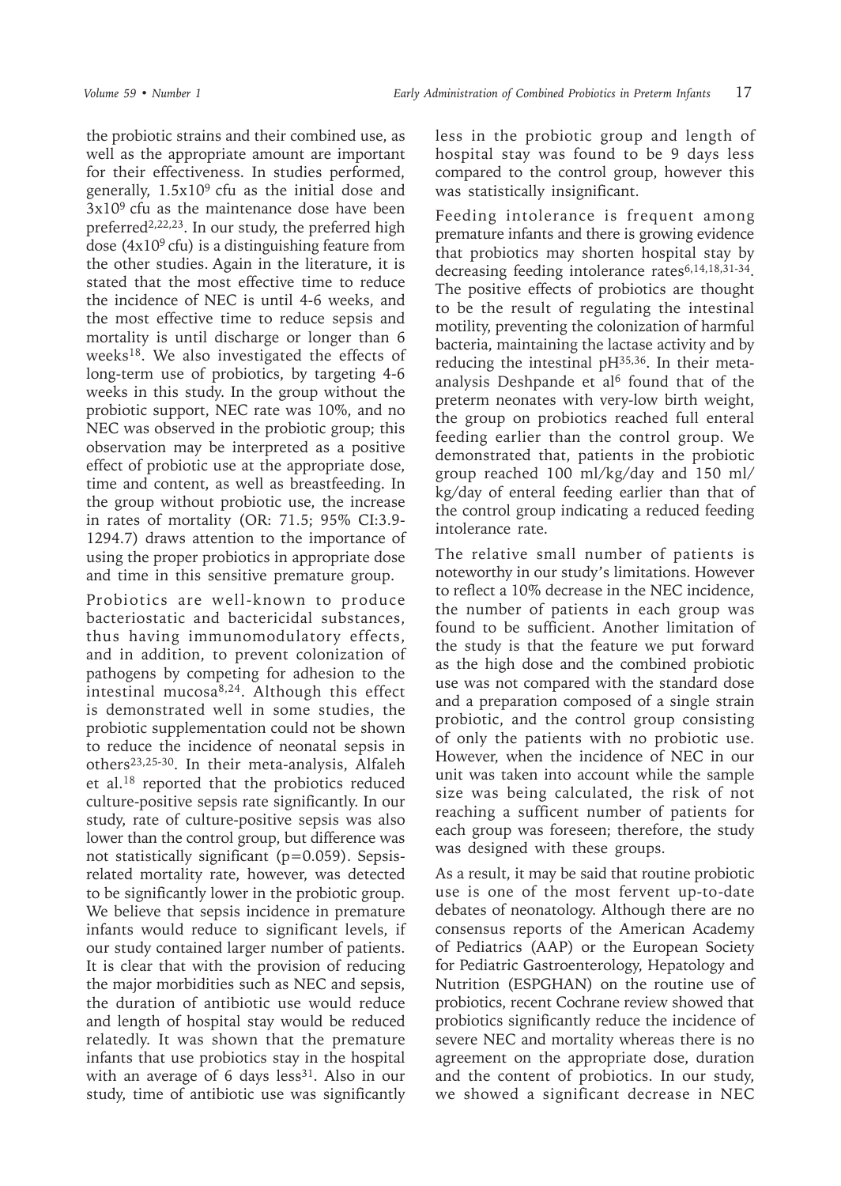the probiotic strains and their combined use, as well as the appropriate amount are important for their effectiveness. In studies performed, generally, $1.5x10^9$ cfu as the initial dose and $3x10^9$ cfu as the maintenance dose have been preferred[2,22,23]. In our study, the preferred high dose ($4x10^9$ cfu) is a distinguishing feature from the other studies. Again in the literature, it is stated that the most effective time to reduce the incidence of NEC is until 4-6 weeks, and the most effective time to reduce sepsis and mortality is until discharge or longer than 6 weeks[18]. We also investigated the effects of long-term use of probiotics, by targeting 4-6 weeks in this study. In the group without the probiotic support, NEC rate was 10%, and no NEC was observed in the probiotic group; this observation may be interpreted as a positive effect of probiotic use at the appropriate dose, time and content, as well as breastfeeding. In the group without probiotic use, the increase in rates of mortality (OR: 71.5; 95% CI:3.9-1294.7) draws attention to the importance of using the proper probiotics in appropriate dose and time in this sensitive premature group.

Probiotics are well-known to produce bacteriostatic and bactericidal substances, thus having immunomodulatory effects, and in addition, to prevent colonization of pathogens by competing for adhesion to the intestinal mucosa[8,24]. Although this effect is demonstrated well in some studies, the probiotic supplementation could not be shown to reduce the incidence of neonatal sepsis in others[23,25-30]. In their meta-analysis, Alfaleh et al.[18] reported that the probiotics reduced culture-positive sepsis rate significantly. In our study, rate of culture-positive sepsis was also lower than the control group, but difference was not statistically significant ($p=0.059$). Sepsis-related mortality rate, however, was detected to be significantly lower in the probiotic group. We believe that sepsis incidence in premature infants would reduce to significant levels, if our study contained larger number of patients. It is clear that with the provision of reducing the major morbidities such as NEC and sepsis, the duration of antibiotic use would reduce and length of hospital stay would be reduced relatedly. It was shown that the premature infants that use probiotics stay in the hospital with an average of 6 days less[31]. Also in our study, time of antibiotic use was significantly less in the probiotic group and length of hospital stay was found to be 9 days less compared to the control group, however this was statistically insignificant.

Feeding intolerance is frequent among premature infants and there is growing evidence that probiotics may shorten hospital stay by decreasing feeding intolerance rates[6,14,18,31-34]. The positive effects of probiotics are thought to be the result of regulating the intestinal motility, preventing the colonization of harmful bacteria, maintaining the lactase activity and by reducing the intestinal pH[35,36]. In their meta-analysis Deshpande et al[6] found that of the preterm neonates with very-low birth weight, the group on probiotics reached full enteral feeding earlier than the control group. We demonstrated that, patients in the probiotic group reached 100 ml/kg/day and 150 ml/kg/day of enteral feeding earlier than that of the control group indicating a reduced feeding intolerance rate.

The relative small number of patients is noteworthy in our study's limitations. However to reflect a 10% decrease in the NEC incidence, the number of patients in each group was found to be sufficient. Another limitation of the study is that the feature we put forward as the high dose and the combined probiotic use was not compared with the standard dose and a preparation composed of a single strain probiotic, and the control group consisting of only the patients with no probiotic use. However, when the incidence of NEC in our unit was taken into account while the sample size was being calculated, the risk of not reaching a sufficent number of patients for each group was foreseen; therefore, the study was designed with these groups.

As a result, it may be said that routine probiotic use is one of the most fervent up-to-date debates of neonatology. Although there are no consensus reports of the American Academy of Pediatrics (AAP) or the European Society for Pediatric Gastroenterology, Hepatology and Nutrition (ESPGHAN) on the routine use of probiotics, recent Cochrane review showed that probiotics significantly reduce the incidence of severe NEC and mortality whereas there is no agreement on the appropriate dose, duration and the content of probiotics. In our study, we showed a significant decrease in NEC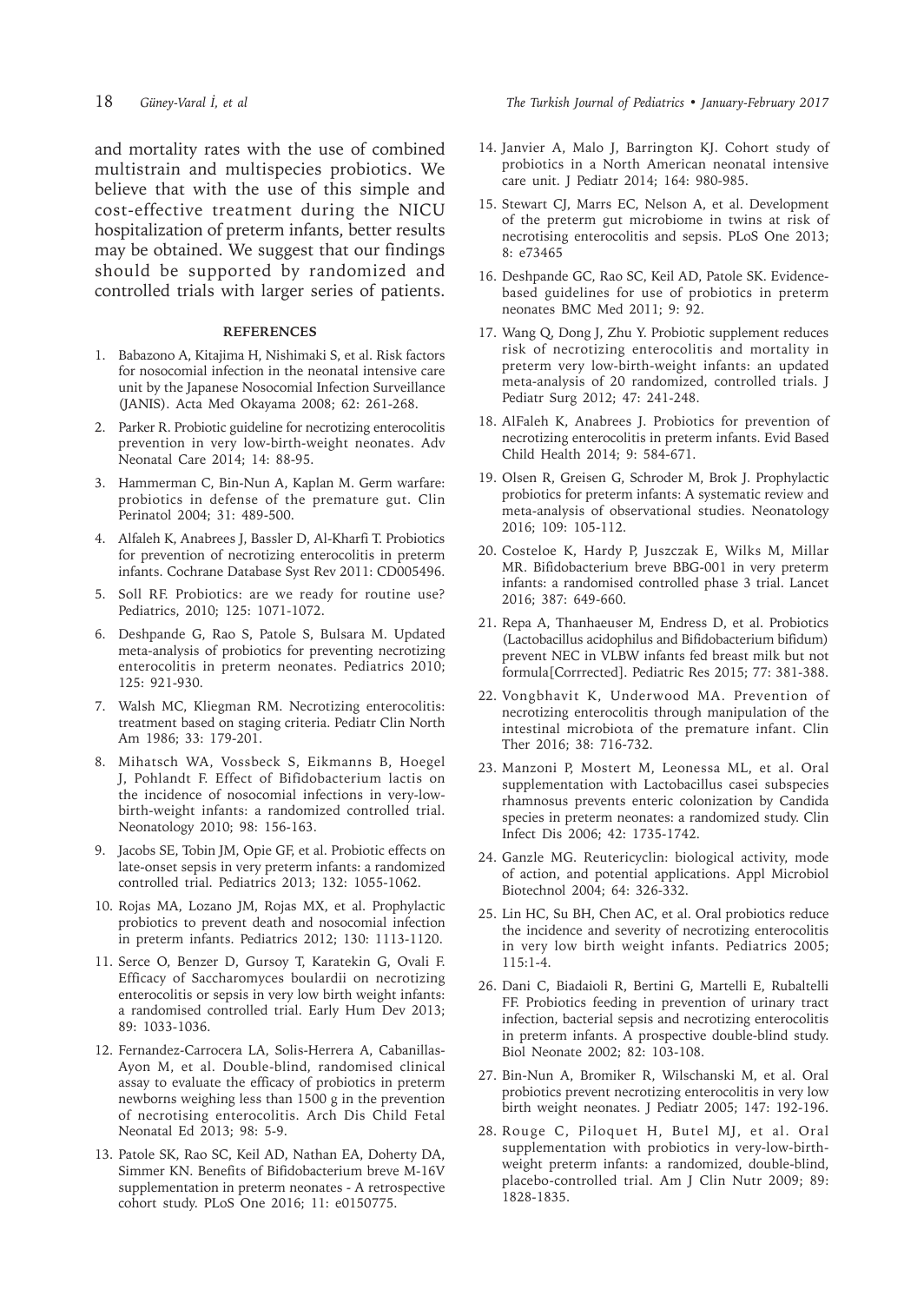and mortality rates with the use of combined multistrain and multispecies probiotics. We believe that with the use of this simple and cost-effective treatment during the NICU hospitalization of preterm infants, better results may be obtained. We suggest that our findings should be supported by randomized and controlled trials with larger series of patients.

## REFERENCES

1. Babazono A, Kitajima H, Nishimaki S, et al. Risk factors for nosocomial infection in the neonatal intensive care unit by the Japanese Nosocomial Infection Surveillance (JANIS). Acta Med Okayama 2008; 62: 261-268.
2. Parker R. Probiotic guideline for necrotizing enterocolitis prevention in very low-birth-weight neonates. Adv Neonatal Care 2014; 14: 88-95.
3. Hammerman C, Bin-Nun A, Kaplan M. Germ warfare: probiotics in defense of the premature gut. Clin Perinatol 2004; 31: 489-500.
4. Alfaleh K, Anabrees J, Bassler D, Al-Kharfi T. Probiotics for prevention of necrotizing enterocolitis in preterm infants. Cochrane Database Syst Rev 2011: CD005496.
5. Soll RF. Probiotics: are we ready for routine use? Pediatrics, 2010; 125: 1071-1072.
6. Deshpande G, Rao S, Patole S, Bulsara M. Updated meta-analysis of probiotics for preventing necrotizing enterocolitis in preterm neonates. Pediatrics 2010; 125: 921-930.
7. Walsh MC, Kliegman RM. Necrotizing enterocolitis: treatment based on staging criteria. Pediatr Clin North Am 1986; 33: 179-201.
8. Mihatsch WA, Vossbeck S, Eikmanns B, Hoegel J, Pohlandt F. Effect of Bifidobacterium lactis on the incidence of nosocomial infections in very-low-birth-weight infants: a randomized controlled trial. Neonatology 2010; 98: 156-163.
9. Jacobs SE, Tobin JM, Opie GF, et al. Probiotic effects on late-onset sepsis in very preterm infants: a randomized controlled trial. Pediatrics 2013; 132: 1055-1062.
10. Rojas MA, Lozano JM, Rojas MX, et al. Prophylactic probiotics to prevent death and nosocomial infection in preterm infants. Pediatrics 2012; 130: 1113-1120.
11. Serce O, Benzer D, Gursoy T, Karatekin G, Ovali F. Efficacy of Saccharomyces boulardii on necrotizing enterocolitis or sepsis in very low birth weight infants: a randomised controlled trial. Early Hum Dev 2013; 89: 1033-1036.
12. Fernandez-Carrocera LA, Solis-Herrera A, Cabanillas-Ayon M, et al. Double-blind, randomised clinical assay to evaluate the efficacy of probiotics in preterm newborns weighing less than 1500 g in the prevention of necrotising enterocolitis. Arch Dis Child Fetal Neonatal Ed 2013; 98: 5-9.
13. Patole SK, Rao SC, Keil AD, Nathan EA, Doherty DA, Simmer KN. Benefits of Bifidobacterium breve M-16V supplementation in preterm neonates - A retrospective cohort study. PLoS One 2016; 11: e0150775.
14. Janvier A, Malo J, Barrington KJ. Cohort study of probiotics in a North American neonatal intensive care unit. J Pediatr 2014; 164: 980-985.
15. Stewart CJ, Marrs EC, Nelson A, et al. Development of the preterm gut microbiome in twins at risk of necrotising enterocolitis and sepsis. PLoS One 2013; 8: e73465
16. Deshpande GC, Rao SC, Keil AD, Patole SK. Evidence-based guidelines for use of probiotics in preterm neonates BMC Med 2011; 9: 92.
17. Wang Q, Dong J, Zhu Y. Probiotic supplement reduces risk of necrotizing enterocolitis and mortality in preterm very low-birth-weight infants: an updated meta-analysis of 20 randomized, controlled trials. J Pediatr Surg 2012; 47: 241-248.
18. AlFaleh K, Anabrees J. Probiotics for prevention of necrotizing enterocolitis in preterm infants. Evid Based Child Health 2014; 9: 584-671.
19. Olsen R, Greisen G, Schroder M, Brok J. Prophylactic probiotics for preterm infants: A systematic review and meta-analysis of observational studies. Neonatology 2016; 109: 105-112.
20. Costeloe K, Hardy P, Juszczak E, Wilks M, Millar MR. Bifidobacterium breve BBG-001 in very preterm infants: a randomised controlled phase 3 trial. Lancet 2016; 387: 649-660.
21. Repa A, Thanhaeuser M, Endress D, et al. Probiotics (Lactobacillus acidophilus and Bifidobacterium bifidum) prevent NEC in VLBW infants fed breast milk but not formula[Corrrected]. Pediatric Res 2015; 77: 381-388.
22. Vongbhavit K, Underwood MA. Prevention of necrotizing enterocolitis through manipulation of the intestinal microbiota of the premature infant. Clin Ther 2016; 38: 716-732.
23. Manzoni P, Mostert M, Leonessa ML, et al. Oral supplementation with Lactobacillus casei subspecies rhamnosus prevents enteric colonization by Candida species in preterm neonates: a randomized study. Clin Infect Dis 2006; 42: 1735-1742.
24. Ganzle MG. Reutericyclin: biological activity, mode of action, and potential applications. Appl Microbiol Biotechnol 2004; 64: 326-332.
25. Lin HC, Su BH, Chen AC, et al. Oral probiotics reduce the incidence and severity of necrotizing enterocolitis in very low birth weight infants. Pediatrics 2005; 115:1-4.
26. Dani C, Biadaioli R, Bertini G, Martelli E, Rubaltelli FF. Probiotics feeding in prevention of urinary tract infection, bacterial sepsis and necrotizing enterocolitis in preterm infants. A prospective double-blind study. Biol Neonate 2002; 82: 103-108.
27. Bin-Nun A, Bromiker R, Wilschanski M, et al. Oral probiotics prevent necrotizing enterocolitis in very low birth weight neonates. J Pediatr 2005; 147: 192-196.
28. Rouge C, Piloquet H, Butel MJ, et al. Oral supplementation with probiotics in very-low-birth-weight preterm infants: a randomized, double-blind, placebo-controlled trial. Am J Clin Nutr 2009; 89: 1828-1835.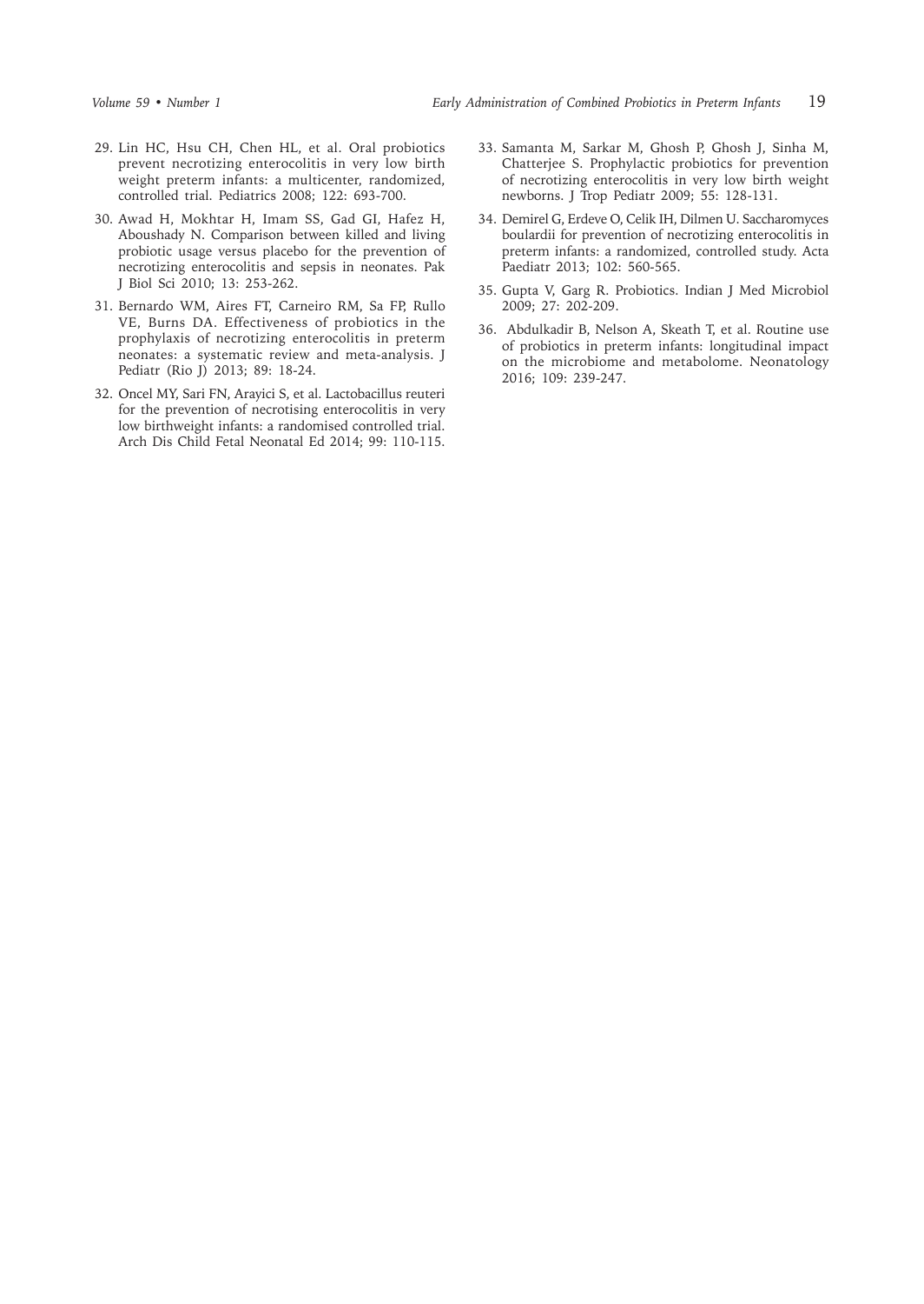29. Lin HC, Hsu CH, Chen HL, et al. Oral probiotics prevent necrotizing enterocolitis in very low birth weight preterm infants: a multicenter, randomized, controlled trial. Pediatrics 2008; 122: 693-700.

30. Awad H, Mokhtar H, Imam SS, Gad GI, Hafez H, Aboushady N. Comparison between killed and living probiotic usage versus placebo for the prevention of necrotizing enterocolitis and sepsis in neonates. Pak J Biol Sci 2010; 13: 253-262.

31. Bernardo WM, Aires FT, Carneiro RM, Sa FP, Rullo VE, Burns DA. Effectiveness of probiotics in the prophylaxis of necrotizing enterocolitis in preterm neonates: a systematic review and meta-analysis. J Pediatr (Rio J) 2013; 89: 18-24.

32. Oncel MY, Sari FN, Arayici S, et al. Lactobacillus reuteri for the prevention of necrotising enterocolitis in very low birthweight infants: a randomised controlled trial. Arch Dis Child Fetal Neonatal Ed 2014; 99: 110-115.

33. Samanta M, Sarkar M, Ghosh P, Ghosh J, Sinha M, Chatterjee S. Prophylactic probiotics for prevention of necrotizing enterocolitis in very low birth weight newborns. J Trop Pediatr 2009; 55: 128-131.

34. Demirel G, Erdeve O, Celik IH, Dilmen U. Saccharomyces boulardii for prevention of necrotizing enterocolitis in preterm infants: a randomized, controlled study. Acta Paediatr 2013; 102: 560-565.

35. Gupta V, Garg R. Probiotics. Indian J Med Microbiol 2009; 27: 202-209.

36. Abdulkadir B, Nelson A, Skeath T, et al. Routine use of probiotics in preterm infants: longitudinal impact on the microbiome and metabolome. Neonatology 2016; 109: 239-247.